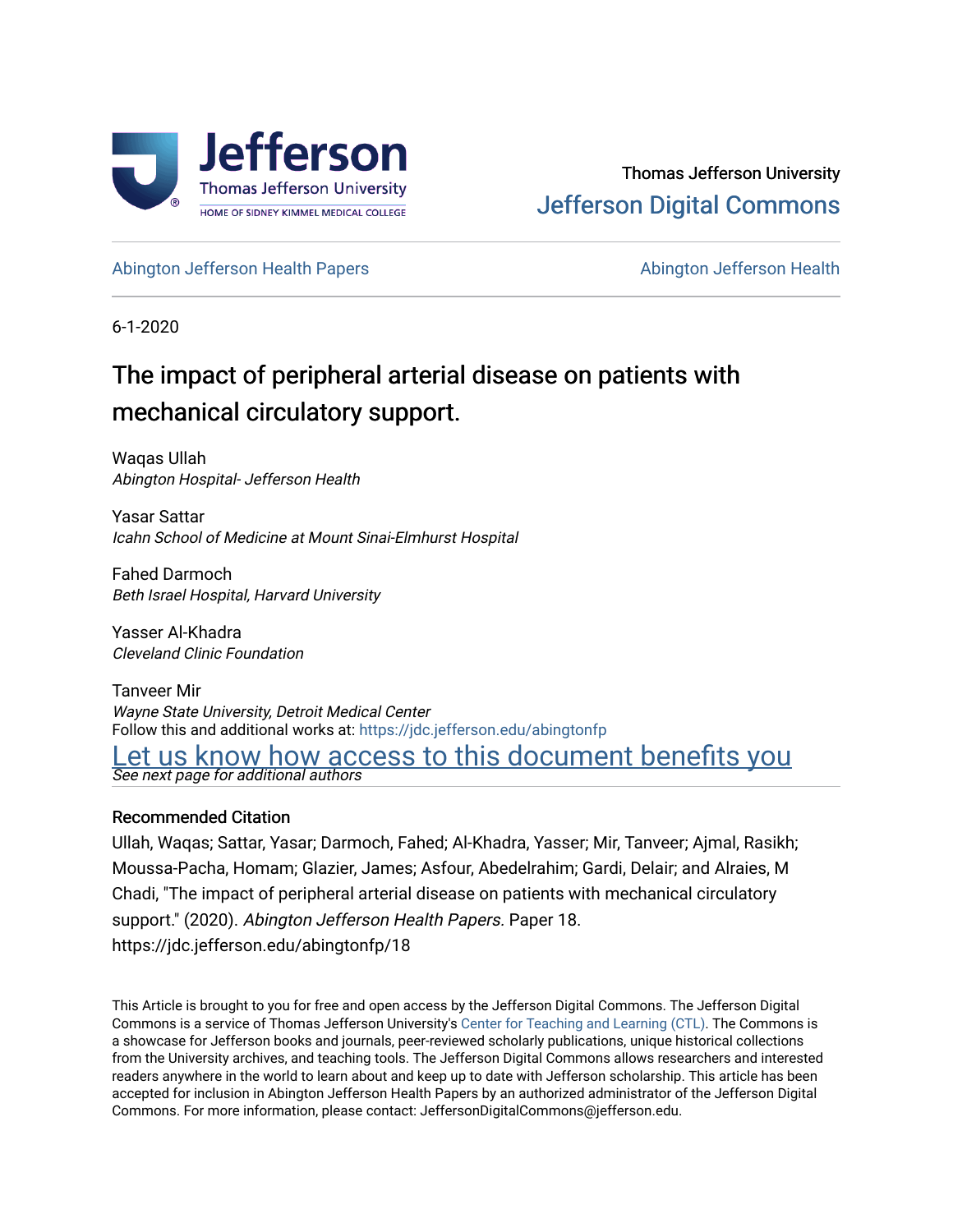Thomas Jefferson University

Jefferson Digital Commons

Abington Jefferson Health Papers | Abington Jefferson Health

6-1-2020

# The impact of peripheral arterial disease on patients with mechanical circulatory support.

Waqas Ullah
*Abington Hospital- Jefferson Health*

Yasar Sattar
*Icahn School of Medicine at Mount Sinai-Elmhurst Hospital*

Fahed Darmoch
*Beth Israel Hospital, Harvard University*

Yasser Al-Khadra
*Cleveland Clinic Foundation*

Tanveer Mir
*Wayne State University, Detroit Medical Center*

Follow this and additional works at: https://jdc.jefferson.edu/abingtonfp

Let us know how access to this document benefits you

*See next page for additional authors*

## Recommended Citation

Ullah, Waqas; Sattar, Yasar; Darmoch, Fahed; Al-Khadra, Yasser; Mir, Tanveer; Ajmal, Rasikh; Moussa-Pacha, Homam; Glazier, James; Asfour, Abedelrahim; Gardi, Delair; and Alraies, M Chadi, "The impact of peripheral arterial disease on patients with mechanical circulatory support." (2020). *Abington Jefferson Health Papers.* Paper 18.
https://jdc.jefferson.edu/abingtonfp/18

This Article is brought to you for free and open access by the Jefferson Digital Commons. The Jefferson Digital Commons is a service of Thomas Jefferson University's Center for Teaching and Learning (CTL). The Commons is a showcase for Jefferson books and journals, peer-reviewed scholarly publications, unique historical collections from the University archives, and teaching tools. The Jefferson Digital Commons allows researchers and interested readers anywhere in the world to learn about and keep up to date with Jefferson scholarship. This article has been accepted for inclusion in Abington Jefferson Health Papers by an authorized administrator of the Jefferson Digital Commons. For more information, please contact: JeffersonDigitalCommons@jefferson.edu.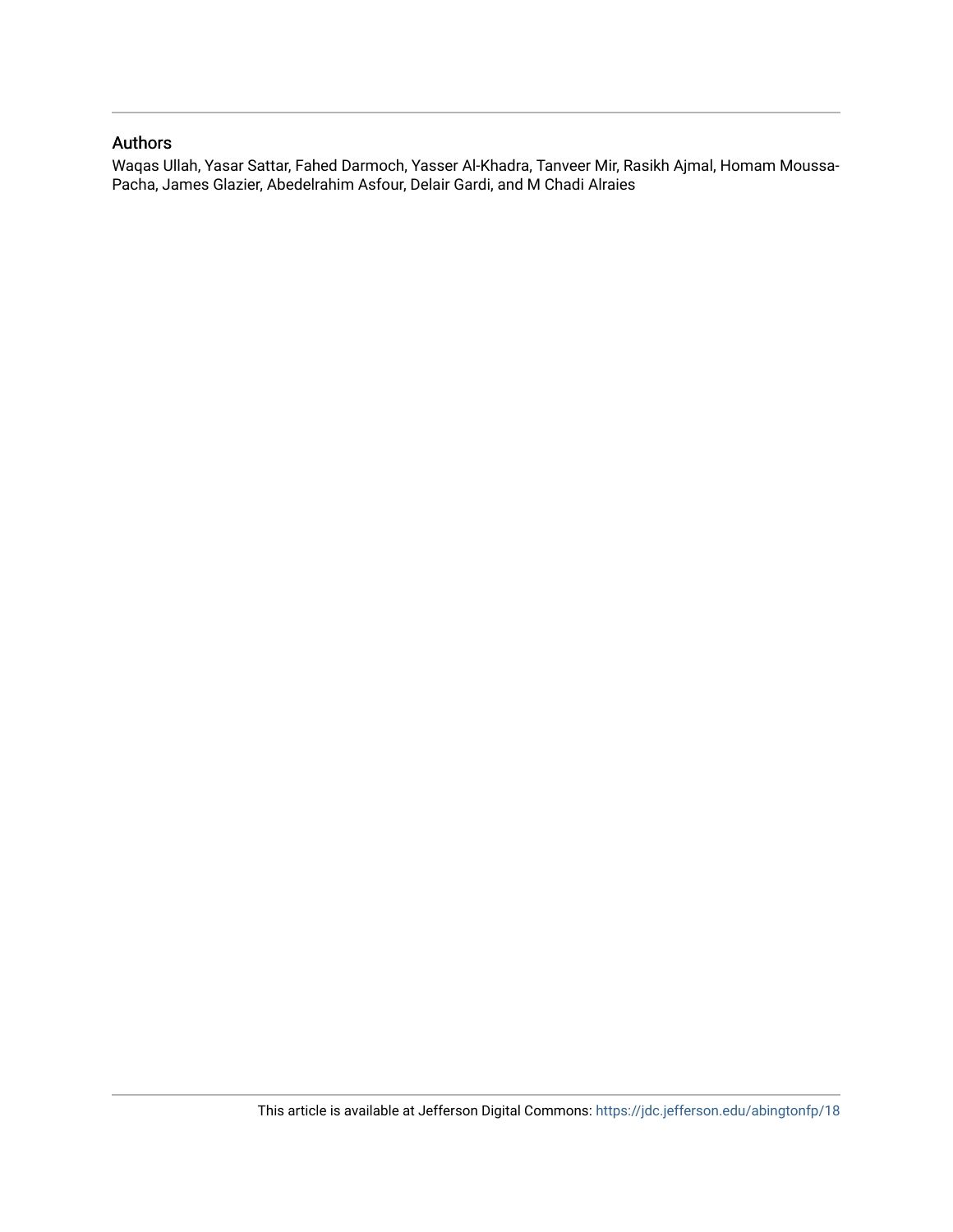## Authors

Waqas Ullah, Yasar Sattar, Fahed Darmoch, Yasser Al-Khadra, Tanveer Mir, Rasikh Ajmal, Homam Moussa-Pacha, James Glazier, Abedelrahim Asfour, Delair Gardi, and M Chadi Alraies

This article is available at Jefferson Digital Commons: https://jdc.jefferson.edu/abingtonfp/18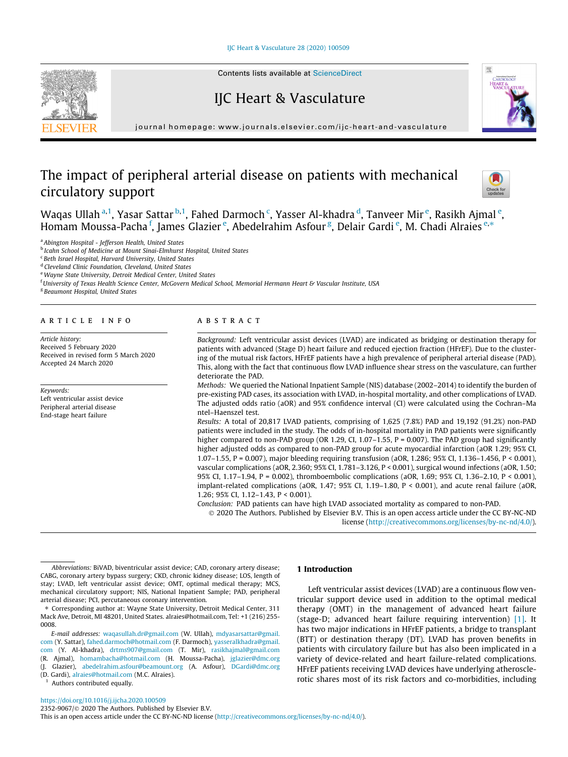# The impact of peripheral arterial disease on patients with mechanical circulatory support

Waqas Ullah [a,1], Yasar Sattar [b,1], Fahed Darmoch [c], Yasser Al-khadra [d], Tanveer Mir [e], Rasikh Ajmal [e], Homam Moussa-Pacha [f], James Glazier [e], Abedelrahim Asfour [g], Delair Gardi [e], M. Chadi Alraies [e,*]

[a] Abington Hospital - Jefferson Health, United States
[b] Icahn School of Medicine at Mount Sinai-Elmhurst Hospital, United States
[c] Beth Israel Hospital, Harvard University, United States
[d] Cleveland Clinic Foundation, Cleveland, United States
[e] Wayne State University, Detroit Medical Center, United States
[f] University of Texas Health Science Center, McGovern Medical School, Memorial Hermann Heart & Vascular Institute, USA
[g] Beaumont Hospital, United States

## ARTICLE INFO

*Article history:*
Received 5 February 2020
Received in revised form 5 March 2020
Accepted 24 March 2020

*Keywords:*
Left ventricular assist device
Peripheral arterial disease
End-stage heart failure

## ABSTRACT

*Background:* Left ventricular assist devices (LVAD) are indicated as bridging or destination therapy for patients with advanced (Stage D) heart failure and reduced ejection fraction (HFrEF). Due to the clustering of the mutual risk factors, HFrEF patients have a high prevalence of peripheral arterial disease (PAD). This, along with the fact that continuous flow LVAD influence shear stress on the vasculature, can further deteriorate the PAD.

*Methods:* We queried the National Inpatient Sample (NIS) database (2002–2014) to identify the burden of pre-existing PAD cases, its association with LVAD, in-hospital mortality, and other complications of LVAD. The adjusted odds ratio (aOR) and 95% confidence interval (CI) were calculated using the Cochran–Mantel–Haenszel test.

*Results:* A total of 20,817 LVAD patients, comprising of 1,625 (7.8%) PAD and 19,192 (91.2%) non-PAD patients were included in the study. The odds of in-hospital mortality in PAD patients were significantly higher compared to non-PAD group (OR 1.29, CI, 1.07–1.55, P = 0.007). The PAD group had significantly higher adjusted odds as compared to non-PAD group for acute myocardial infarction (aOR 1.29; 95% CI, 1.07–1.55, P = 0.007), major bleeding requiring transfusion (aOR, 1.286; 95% CI, 1.136–1.456, P < 0.001), vascular complications (aOR, 2.360; 95% CI, 1.781–3.126, P < 0.001), surgical wound infections (aOR, 1.50; 95% CI, 1.17–1.94, P = 0.002), thromboembolic complications (aOR, 1.69; 95% CI, 1.36–2.10, P < 0.001), implant-related complications (aOR, 1.47; 95% CI, 1.19–1.80, P < 0.001), and acute renal failure (aOR, 1.26; 95% CI, 1.12–1.43, P < 0.001).

*Conclusion:* PAD patients can have high LVAD associated mortality as compared to non-PAD.

© 2020 The Authors. Published by Elsevier B.V. This is an open access article under the CC BY-NC-ND license (http://creativecommons.org/licenses/by-nc-nd/4.0/).

## 1 Introduction

Left ventricular assist devices (LVAD) are a continuous flow ventricular support device used in addition to the optimal medical therapy (OMT) in the management of advanced heart failure (stage-D; advanced heart failure requiring intervention) [1]. It has two major indications in HFrEF patients, a bridge to transplant (BTT) or destination therapy (DT). LVAD has proven benefits in patients with circulatory failure but has also been implicated in a variety of device-related and heart failure-related complications. HFrEF patients receiving LVAD devices have underlying atherosclerotic shares most of its risk factors and co-morbidities, including

---

*Abbreviations:* BiVAD, biventricular assist device; CAD, coronary artery disease; CABG, coronary artery bypass surgery; CKD, chronic kidney disease; LOS, length of stay; LVAD, left ventricular assist device; MCS, mechanical circulatory support; NIS, National Inpatient Sample; OMT, optimal medical therapy; PAD, peripheral arterial disease; PCI, percutaneous coronary intervention.

* Corresponding author at: Wayne State University, Detroit Medical Center, 311 Mack Ave, Detroit, MI 48201, United States. alraies@hotmail.com, Tel: +1 (216) 255-0008.

*E-mail addresses:* waqasullah.dr@gmail.com (W. Ullah), mdyasarsattar@gmail.com (Y. Sattar), fahed.darmoch@hotmail.com (F. Darmoch), yasseralkhadra@gmail.com (Y. Al-khadra), drtms907@gmail.com (T. Mir), rasikhajmal@gmail.com (R. Ajmal), homambacha@hotmail.com (H. Moussa-Pacha), jglazier@dmc.org (J. Glazier), abedelrahim.asfour@beamount.org (A. Asfour), DGardi@dmc.org (D. Gardi), alraies@hotmail.com (M.C. Alraies).

[1] Authors contributed equally.

https://doi.org/10.1016/j.ijcha.2020.100509
2352-9067/© 2020 The Authors. Published by Elsevier B.V.
This is an open access article under the CC BY-NC-ND license (http://creativecommons.org/licenses/by-nc-nd/4.0/).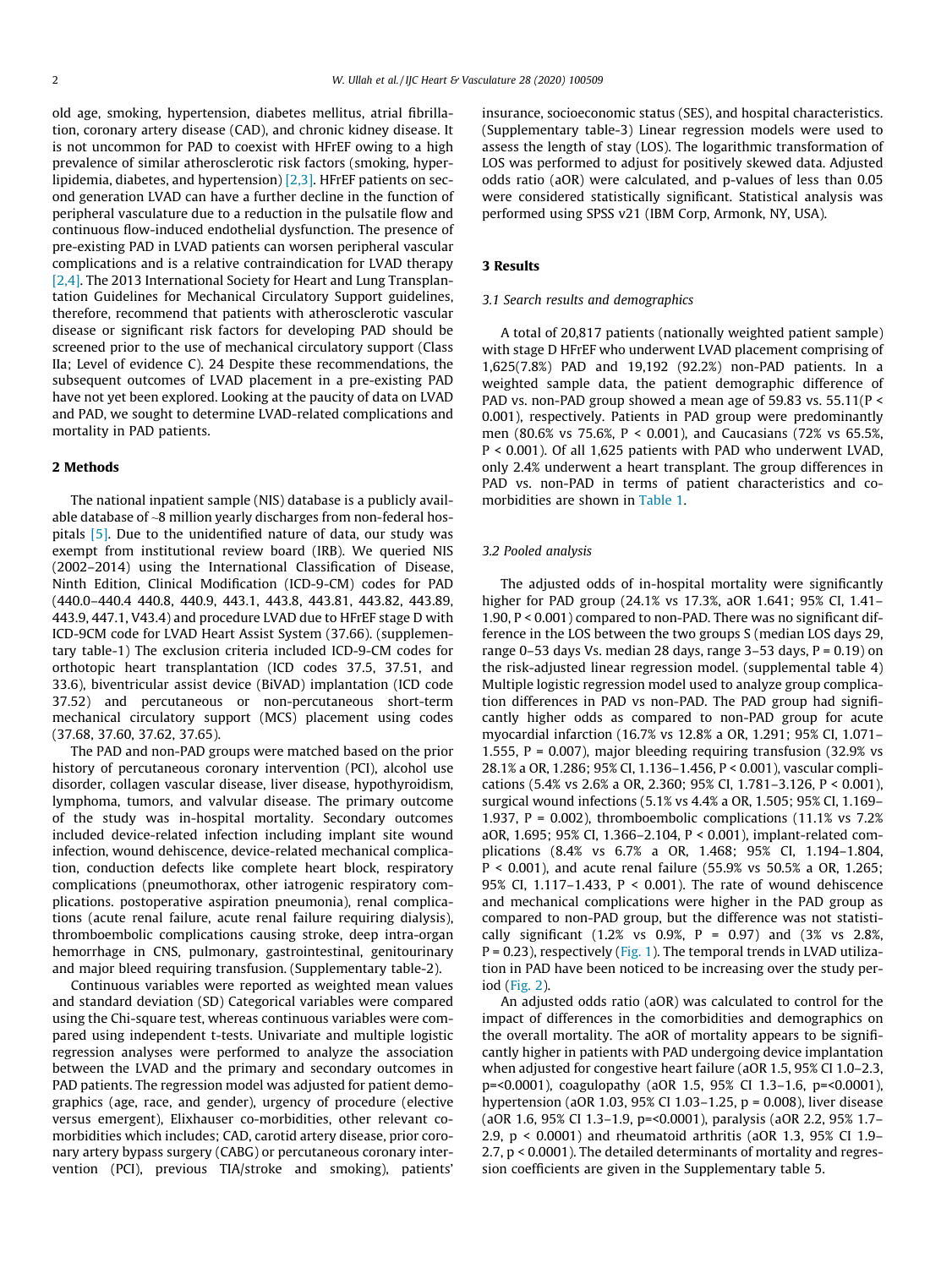old age, smoking, hypertension, diabetes mellitus, atrial fibrillation, coronary artery disease (CAD), and chronic kidney disease. It is not uncommon for PAD to coexist with HFrEF owing to a high prevalence of similar atherosclerotic risk factors (smoking, hyperlipidemia, diabetes, and hypertension) [2,3]. HFrEF patients on second generation LVAD can have a further decline in the function of peripheral vasculature due to a reduction in the pulsatile flow and continuous flow-induced endothelial dysfunction. The presence of pre-existing PAD in LVAD patients can worsen peripheral vascular complications and is a relative contraindication for LVAD therapy [2,4]. The 2013 International Society for Heart and Lung Transplantation Guidelines for Mechanical Circulatory Support guidelines, therefore, recommend that patients with atherosclerotic vascular disease or significant risk factors for developing PAD should be screened prior to the use of mechanical circulatory support (Class IIa; Level of evidence C). 24 Despite these recommendations, the subsequent outcomes of LVAD placement in a pre-existing PAD have not yet been explored. Looking at the paucity of data on LVAD and PAD, we sought to determine LVAD-related complications and mortality in PAD patients.

## 2 Methods

The national inpatient sample (NIS) database is a publicly available database of ~8 million yearly discharges from non-federal hospitals [5]. Due to the unidentified nature of data, our study was exempt from institutional review board (IRB). We queried NIS (2002–2014) using the International Classification of Disease, Ninth Edition, Clinical Modification (ICD-9-CM) codes for PAD (440.0–440.4 440.8, 440.9, 443.1, 443.8, 443.81, 443.82, 443.89, 443.9, 447.1, V43.4) and procedure LVAD due to HFrEF stage D with ICD-9CM code for LVAD Heart Assist System (37.66). (supplementary table-1) The exclusion criteria included ICD-9-CM codes for orthotopic heart transplantation (ICD codes 37.5, 37.51, and 33.6), biventricular assist device (BiVAD) implantation (ICD code 37.52) and percutaneous or non-percutaneous short-term mechanical circulatory support (MCS) placement using codes (37.68, 37.60, 37.62, 37.65).

The PAD and non-PAD groups were matched based on the prior history of percutaneous coronary intervention (PCI), alcohol use disorder, collagen vascular disease, liver disease, hypothyroidism, lymphoma, tumors, and valvular disease. The primary outcome of the study was in-hospital mortality. Secondary outcomes included device-related infection including implant site wound infection, wound dehiscence, device-related mechanical complication, conduction defects like complete heart block, respiratory complications (pneumothorax, other iatrogenic respiratory complications. postoperative aspiration pneumonia), renal complications (acute renal failure, acute renal failure requiring dialysis), thromboembolic complications causing stroke, deep intra-organ hemorrhage in CNS, pulmonary, gastrointestinal, genitourinary and major bleed requiring transfusion. (Supplementary table-2).

Continuous variables were reported as weighted mean values and standard deviation (SD) Categorical variables were compared using the Chi-square test, whereas continuous variables were compared using independent t-tests. Univariate and multiple logistic regression analyses were performed to analyze the association between the LVAD and the primary and secondary outcomes in PAD patients. The regression model was adjusted for patient demographics (age, race, and gender), urgency of procedure (elective versus emergent), Elixhauser co-morbidities, other relevant co-morbidities which includes; CAD, carotid artery disease, prior coronary artery bypass surgery (CABG) or percutaneous coronary intervention (PCI), previous TIA/stroke and smoking), patients' insurance, socioeconomic status (SES), and hospital characteristics. (Supplementary table-3) Linear regression models were used to assess the length of stay (LOS). The logarithmic transformation of LOS was performed to adjust for positively skewed data. Adjusted odds ratio (aOR) were calculated, and p-values of less than 0.05 were considered statistically significant. Statistical analysis was performed using SPSS v21 (IBM Corp, Armonk, NY, USA).

## 3 Results

### 3.1 Search results and demographics

A total of 20,817 patients (nationally weighted patient sample) with stage D HFrEF who underwent LVAD placement comprising of 1,625(7.8%) PAD and 19,192 (92.2%) non-PAD patients. In a weighted sample data, the patient demographic difference of PAD vs. non-PAD group showed a mean age of 59.83 vs. 55.11($P < 0.001$), respectively. Patients in PAD group were predominantly men (80.6% vs 75.6%, $P < 0.001$), and Caucasians (72% vs 65.5%, $P < 0.001$). Of all 1,625 patients with PAD who underwent LVAD, only 2.4% underwent a heart transplant. The group differences in PAD vs. non-PAD in terms of patient characteristics and co-morbidities are shown in Table 1.

### 3.2 Pooled analysis

The adjusted odds of in-hospital mortality were significantly higher for PAD group (24.1% vs 17.3%, aOR 1.641; 95% CI, 1.41–1.90, $P < 0.001$) compared to non-PAD. There was no significant difference in the LOS between the two groups S (median LOS days 29, range 0–53 days Vs. median 28 days, range 3–53 days, $P = 0.19$) on the risk-adjusted linear regression model. (supplemental table 4) Multiple logistic regression model used to analyze group complication differences in PAD vs non-PAD. The PAD group had significantly higher odds as compared to non-PAD group for acute myocardial infarction (16.7% vs 12.8% a OR, 1.291; 95% CI, 1.071–1.555, $P = 0.007$), major bleeding requiring transfusion (32.9% vs 28.1% a OR, 1.286; 95% CI, 1.136–1.456, $P < 0.001$), vascular complications (5.4% vs 2.6% a OR, 2.360; 95% CI, 1.781–3.126, $P < 0.001$), surgical wound infections (5.1% vs 4.4% a OR, 1.505; 95% CI, 1.169–1.937, $P = 0.002$), thromboembolic complications (11.1% vs 7.2% aOR, 1.695; 95% CI, 1.366–2.104, $P < 0.001$), implant-related complications (8.4% vs 6.7% a OR, 1.468; 95% CI, 1.194–1.804, $P < 0.001$), and acute renal failure (55.9% vs 50.5% a OR, 1.265; 95% CI, 1.117–1.433, $P < 0.001$). The rate of wound dehiscence and mechanical complications were higher in the PAD group as compared to non-PAD group, but the difference was not statistically significant (1.2% vs 0.9%, $P = 0.97$) and (3% vs 2.8%, $P = 0.23$), respectively (Fig. 1). The temporal trends in LVAD utilization in PAD have been noticed to be increasing over the study period (Fig. 2).

An adjusted odds ratio (aOR) was calculated to control for the impact of differences in the comorbidities and demographics on the overall mortality. The aOR of mortality appears to be significantly higher in patients with PAD undergoing device implantation when adjusted for congestive heart failure (aOR 1.5, 95% CI 1.0–2.3, $p<0.0001$), coagulopathy (aOR 1.5, 95% CI 1.3–1.6, $p<0.0001$), hypertension (aOR 1.03, 95% CI 1.03–1.25, $p = 0.008$), liver disease (aOR 1.6, 95% CI 1.3–1.9, $p<0.0001$), paralysis (aOR 2.2, 95% 1.7–2.9, $p < 0.0001$) and rheumatoid arthritis (aOR 1.3, 95% CI 1.9–2.7, $p < 0.0001$). The detailed determinants of mortality and regression coefficients are given in the Supplementary table 5.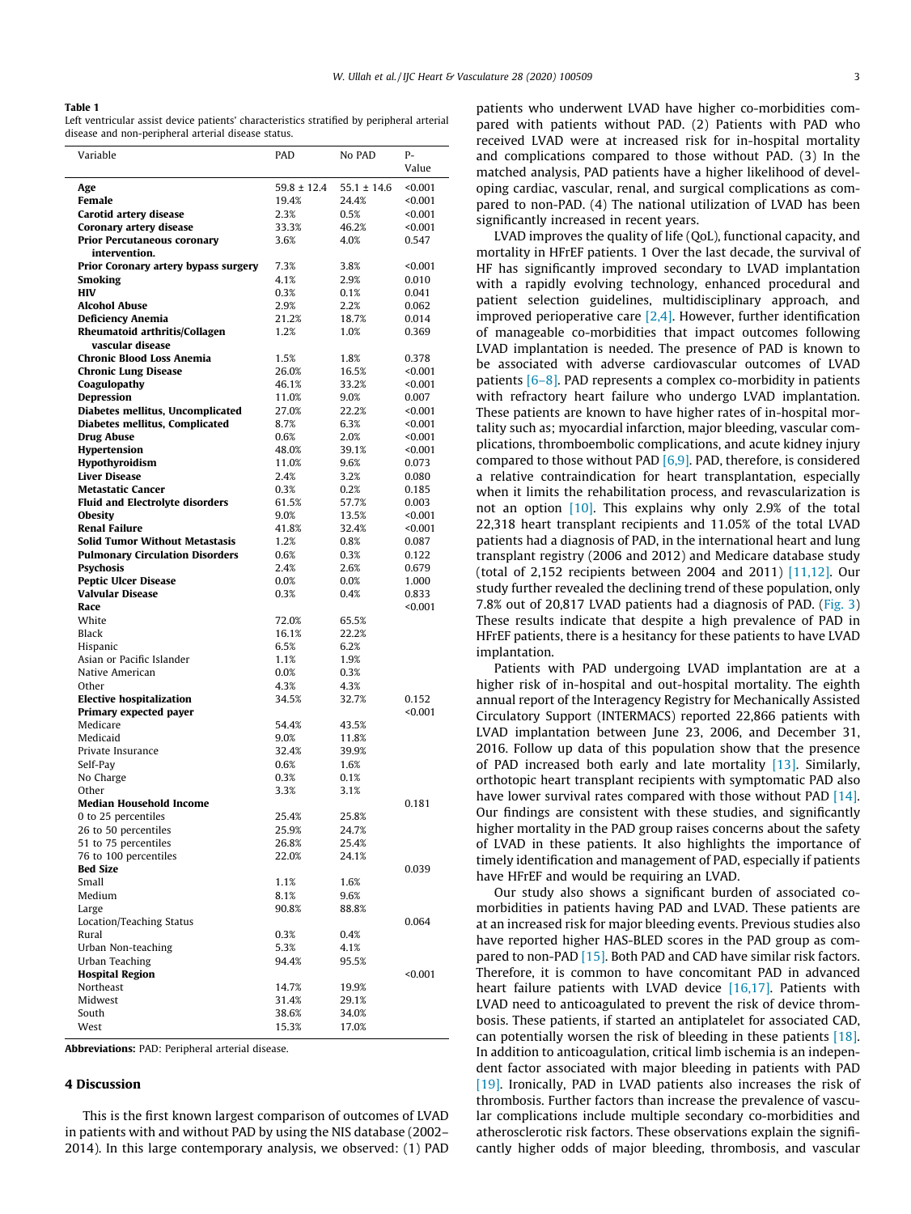**Table 1**
Left ventricular assist device patients' characteristics stratified by peripheral arterial disease and non-peripheral arterial disease status.

| Variable | PAD | No PAD | P-Value |
|---|---|---|---|
| **Age** | 59.8 ± 12.4 | 55.1 ± 14.6 | <0.001 |
| **Female** | 19.4% | 24.4% | <0.001 |
| **Carotid artery disease** | 2.3% | 0.5% | <0.001 |
| **Coronary artery disease** | 33.3% | 46.2% | <0.001 |
| **Prior Percutaneous coronary intervention.** | 3.6% | 4.0% | 0.547 |
| **Prior Coronary artery bypass surgery** | 7.3% | 3.8% | <0.001 |
| **Smoking** | 4.1% | 2.9% | 0.010 |
| **HIV** | 0.3% | 0.1% | 0.041 |
| **Alcohol Abuse** | 2.9% | 2.2% | 0.062 |
| **Deficiency Anemia** | 21.2% | 18.7% | 0.014 |
| **Rheumatoid arthritis/Collagen vascular disease** | 1.2% | 1.0% | 0.369 |
| **Chronic Blood Loss Anemia** | 1.5% | 1.8% | 0.378 |
| **Chronic Lung Disease** | 26.0% | 16.5% | <0.001 |
| **Coagulopathy** | 46.1% | 33.2% | <0.001 |
| **Depression** | 11.0% | 9.0% | 0.007 |
| **Diabetes mellitus, Uncomplicated** | 27.0% | 22.2% | <0.001 |
| **Diabetes mellitus, Complicated** | 8.7% | 6.3% | <0.001 |
| **Drug Abuse** | 0.6% | 2.0% | <0.001 |
| **Hypertension** | 48.0% | 39.1% | <0.001 |
| **Hypothyroidism** | 11.0% | 9.6% | 0.073 |
| **Liver Disease** | 2.4% | 3.2% | 0.080 |
| **Metastatic Cancer** | 0.3% | 0.2% | 0.185 |
| **Fluid and Electrolyte disorders** | 61.5% | 57.7% | 0.003 |
| **Obesity** | 9.0% | 13.5% | <0.001 |
| **Renal Failure** | 41.8% | 32.4% | <0.001 |
| **Solid Tumor Without Metastasis** | 1.2% | 0.8% | 0.087 |
| **Pulmonary Circulation Disorders** | 0.6% | 0.3% | 0.122 |
| **Psychosis** | 2.4% | 2.6% | 0.679 |
| **Peptic Ulcer Disease** | 0.0% | 0.0% | 1.000 |
| **Valvular Disease** | 0.3% | 0.4% | 0.833 |
| **Race** | | | <0.001 |
| White | 72.0% | 65.5% | |
| Black | 16.1% | 22.2% | |
| Hispanic | 6.5% | 6.2% | |
| Asian or Pacific Islander | 1.1% | 1.9% | |
| Native American | 0.0% | 0.3% | |
| Other | 4.3% | 4.3% | |
| **Elective hospitalization** | 34.5% | 32.7% | 0.152 |
| **Primary expected payer** | | | <0.001 |
| Medicare | 54.4% | 43.5% | |
| Medicaid | 9.0% | 11.8% | |
| Private Insurance | 32.4% | 39.9% | |
| Self-Pay | 0.6% | 1.6% | |
| No Charge | 0.3% | 0.1% | |
| Other | 3.3% | 3.1% | |
| **Median Household Income** | | | 0.181 |
| 0 to 25 percentiles | 25.4% | 25.8% | |
| 26 to 50 percentiles | 25.9% | 24.7% | |
| 51 to 75 percentiles | 26.8% | 25.4% | |
| 76 to 100 percentiles | 22.0% | 24.1% | |
| **Bed Size** | | | 0.039 |
| Small | 1.1% | 1.6% | |
| Medium | 8.1% | 9.6% | |
| Large | 90.8% | 88.8% | |
| Location/Teaching Status | | | 0.064 |
| Rural | 0.3% | 0.4% | |
| Urban Non-teaching | 5.3% | 4.1% | |
| Urban Teaching | 94.4% | 95.5% | |
| **Hospital Region** | | | <0.001 |
| Northeast | 14.7% | 19.9% | |
| Midwest | 31.4% | 29.1% | |
| South | 38.6% | 34.0% | |
| West | 15.3% | 17.0% | |

**Abbreviations:** PAD: Peripheral arterial disease.

## 4 Discussion

This is the first known largest comparison of outcomes of LVAD in patients with and without PAD by using the NIS database (2002–2014). In this large contemporary analysis, we observed: (1) PAD patients who underwent LVAD have higher co-morbidities compared with patients without PAD. (2) Patients with PAD who received LVAD were at increased risk for in-hospital mortality and complications compared to those without PAD. (3) In the matched analysis, PAD patients have a higher likelihood of developing cardiac, vascular, renal, and surgical complications as compared to non-PAD. (4) The national utilization of LVAD has been significantly increased in recent years.

LVAD improves the quality of life (QoL), functional capacity, and mortality in HFrEF patients. 1 Over the last decade, the survival of HF has significantly improved secondary to LVAD implantation with a rapidly evolving technology, enhanced procedural and patient selection guidelines, multidisciplinary approach, and improved perioperative care [2,4]. However, further identification of manageable co-morbidities that impact outcomes following LVAD implantation is needed. The presence of PAD is known to be associated with adverse cardiovascular outcomes of LVAD patients [6–8]. PAD represents a complex co-morbidity in patients with refractory heart failure who undergo LVAD implantation. These patients are known to have higher rates of in-hospital mortality such as; myocardial infarction, major bleeding, vascular complications, thromboembolic complications, and acute kidney injury compared to those without PAD [6,9]. PAD, therefore, is considered a relative contraindication for heart transplantation, especially when it limits the rehabilitation process, and revascularization is not an option [10]. This explains why only 2.9% of the total 22,318 heart transplant recipients and 11.05% of the total LVAD patients had a diagnosis of PAD, in the international heart and lung transplant registry (2006 and 2012) and Medicare database study (total of 2,152 recipients between 2004 and 2011) [11,12]. Our study further revealed the declining trend of these population, only 7.8% out of 20,817 LVAD patients had a diagnosis of PAD. (Fig. 3) These results indicate that despite a high prevalence of PAD in HFrEF patients, there is a hesitancy for these patients to have LVAD implantation.

Patients with PAD undergoing LVAD implantation are at a higher risk of in-hospital and out-hospital mortality. The eighth annual report of the Interagency Registry for Mechanically Assisted Circulatory Support (INTERMACS) reported 22,866 patients with LVAD implantation between June 23, 2006, and December 31, 2016. Follow up data of this population show that the presence of PAD increased both early and late mortality [13]. Similarly, orthotopic heart transplant recipients with symptomatic PAD also have lower survival rates compared with those without PAD [14]. Our findings are consistent with these studies, and significantly higher mortality in the PAD group raises concerns about the safety of LVAD in these patients. It also highlights the importance of timely identification and management of PAD, especially if patients have HFrEF and would be requiring an LVAD.

Our study also shows a significant burden of associated co-morbidities in patients having PAD and LVAD. These patients are at an increased risk for major bleeding events. Previous studies also have reported higher HAS-BLED scores in the PAD group as compared to non-PAD [15]. Both PAD and CAD have similar risk factors. Therefore, it is common to have concomitant PAD in advanced heart failure patients with LVAD device [16,17]. Patients with LVAD need to anticoagulated to prevent the risk of device thrombosis. These patients, if started an antiplatelet for associated CAD, can potentially worsen the risk of bleeding in these patients [18]. In addition to anticoagulation, critical limb ischemia is an independent factor associated with major bleeding in patients with PAD [19]. Ironically, PAD in LVAD patients also increases the risk of thrombosis. Further factors than increase the prevalence of vascular complications include multiple secondary co-morbidities and atherosclerotic risk factors. These observations explain the significantly higher odds of major bleeding, thrombosis, and vascular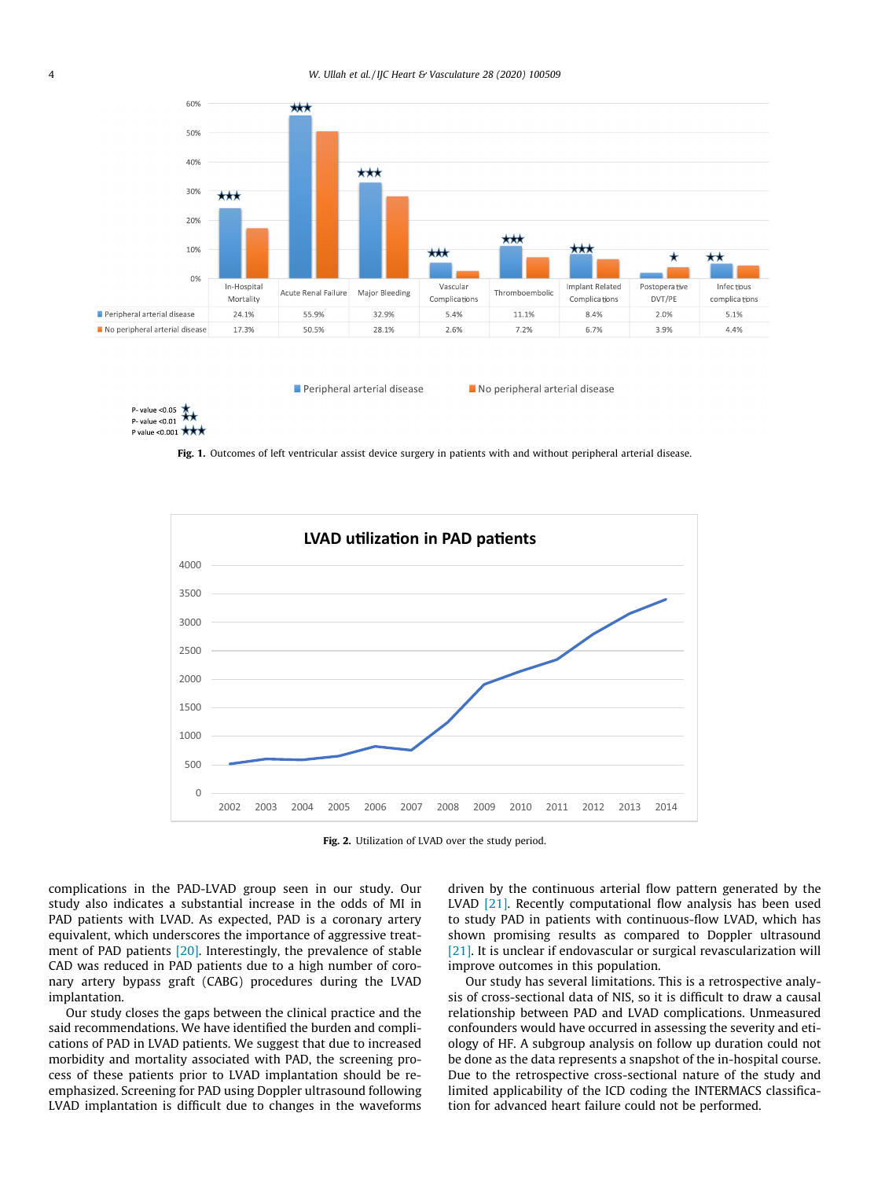| | In-Hospital Mortality | Acute Renal Failure | Major Bleeding | Vascular Complications | Thromboembolic | Implant Related Complications | Postoperative DVT/PE | Infectious complications |
|---|---|---|---|---|---|---|---|---|
| Peripheral arterial disease | 24.1% | 55.9% | 32.9% | 5.4% | 11.1% | 8.4% | 2.0% | 5.1% |
| No peripheral arterial disease | 17.3% | 50.5% | 28.1% | 2.6% | 7.2% | 6.7% | 3.9% | 4.4% |

P- value <0.05 ★
P- value <0.01 ★★
P value <0.001 ★★★

**Fig. 1.** Outcomes of left ventricular assist device surgery in patients with and without peripheral arterial disease.

**Fig. 2.** Utilization of LVAD over the study period.

complications in the PAD-LVAD group seen in our study. Our study also indicates a substantial increase in the odds of MI in PAD patients with LVAD. As expected, PAD is a coronary artery equivalent, which underscores the importance of aggressive treatment of PAD patients [20]. Interestingly, the prevalence of stable CAD was reduced in PAD patients due to a high number of coronary artery bypass graft (CABG) procedures during the LVAD implantation.

Our study closes the gaps between the clinical practice and the said recommendations. We have identified the burden and complications of PAD in LVAD patients. We suggest that due to increased morbidity and mortality associated with PAD, the screening process of these patients prior to LVAD implantation should be re-emphasized. Screening for PAD using Doppler ultrasound following LVAD implantation is difficult due to changes in the waveforms driven by the continuous arterial flow pattern generated by the LVAD [21]. Recently computational flow analysis has been used to study PAD in patients with continuous-flow LVAD, which has shown promising results as compared to Doppler ultrasound [21]. It is unclear if endovascular or surgical revascularization will improve outcomes in this population.

Our study has several limitations. This is a retrospective analysis of cross-sectional data of NIS, so it is difficult to draw a causal relationship between PAD and LVAD complications. Unmeasured confounders would have occurred in assessing the severity and etiology of HF. A subgroup analysis on follow up duration could not be done as the data represents a snapshot of the in-hospital course. Due to the retrospective cross-sectional nature of the study and limited applicability of the ICD coding the INTERMACS classification for advanced heart failure could not be performed.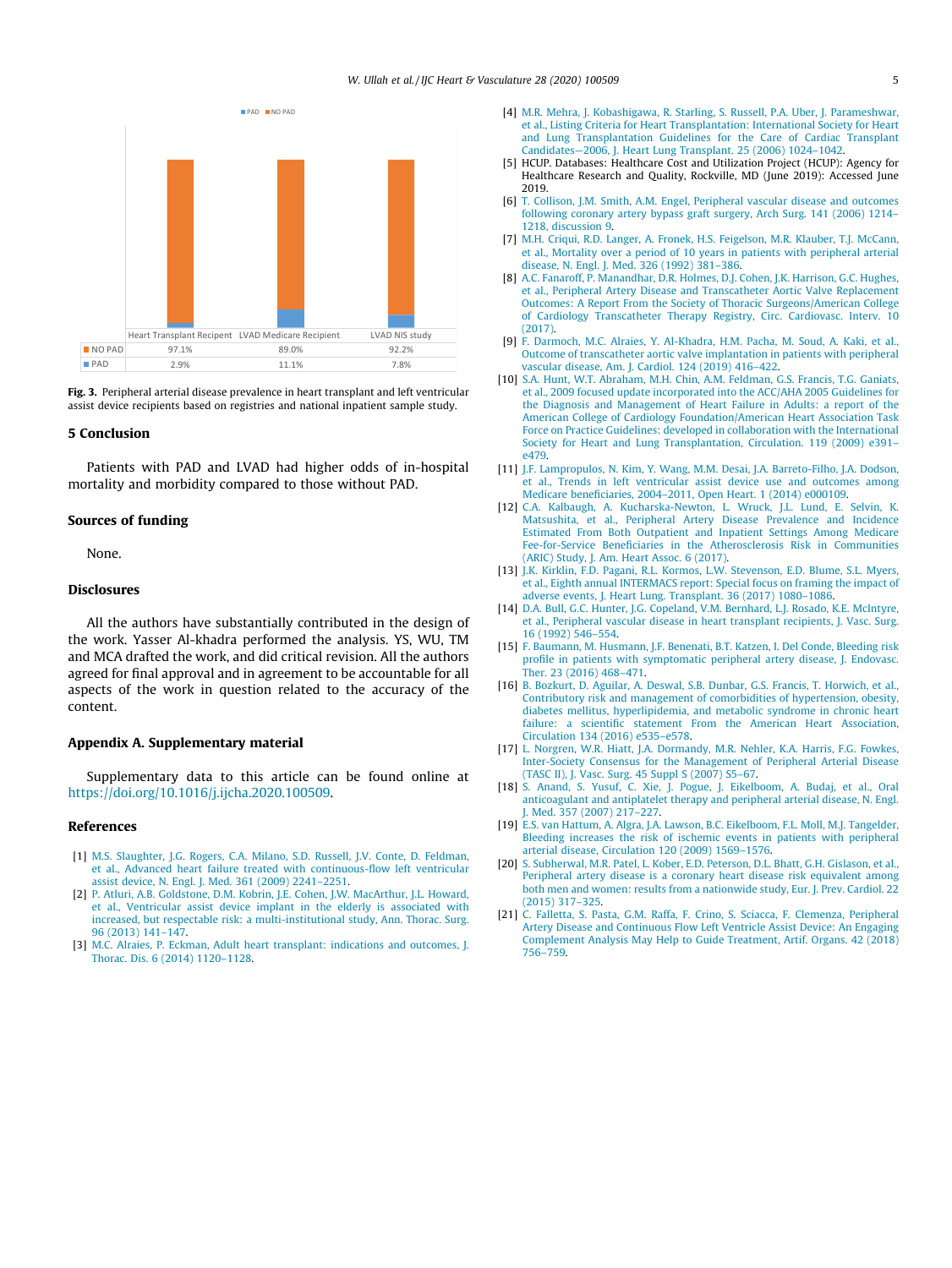PAD NO PAD

Heart Transplant Recipient LVAD Medicare Recipient LVAD NIS study

NO PAD 97.1% 89.0% 92.2%

PAD 2.9% 11.1% 7.8%

**Fig. 3.** Peripheral arterial disease prevalence in heart transplant and left ventricular assist device recipients based on registries and national inpatient sample study.

## 5 Conclusion

Patients with PAD and LVAD had higher odds of in-hospital mortality and morbidity compared to those without PAD.

## Sources of funding

None.

## Disclosures

All the authors have substantially contributed in the design of the work. Yasser Al-khadra performed the analysis. YS, WU, TM and MCA drafted the work, and did critical revision. All the authors agreed for final approval and in agreement to be accountable for all aspects of the work in question related to the accuracy of the content.

## Appendix A. Supplementary material

Supplementary data to this article can be found online at https://doi.org/10.1016/j.ijcha.2020.100509.

## References

[1] M.S. Slaughter, J.G. Rogers, C.A. Milano, S.D. Russell, J.V. Conte, D. Feldman, et al., Advanced heart failure treated with continuous-flow left ventricular assist device, N. Engl. J. Med. 361 (2009) 2241–2251.

[2] P. Atluri, A.B. Goldstone, D.M. Kobrin, J.E. Cohen, J.W. MacArthur, J.L. Howard, et al., Ventricular assist device implant in the elderly is associated with increased, but respectable risk: a multi-institutional study, Ann. Thorac. Surg. 96 (2013) 141–147.

[3] M.C. Alraies, P. Eckman, Adult heart transplant: indications and outcomes, J. Thorac. Dis. 6 (2014) 1120–1128.

[4] M.R. Mehra, J. Kobashigawa, R. Starling, S. Russell, P.A. Uber, J. Parameshwar, et al., Listing Criteria for Heart Transplantation: International Society for Heart and Lung Transplantation Guidelines for the Care of Cardiac Transplant Candidates—2006, J. Heart Lung Transplant. 25 (2006) 1024–1042.

[5] HCUP. Databases: Healthcare Cost and Utilization Project (HCUP): Agency for Healthcare Research and Quality, Rockville, MD (June 2019): Accessed June 2019.

[6] T. Collison, J.M. Smith, A.M. Engel, Peripheral vascular disease and outcomes following coronary artery bypass graft surgery, Arch Surg. 141 (2006) 1214–1218, discussion 9.

[7] M.H. Criqui, R.D. Langer, A. Fronek, H.S. Feigelson, M.R. Klauber, T.J. McCann, et al., Mortality over a period of 10 years in patients with peripheral arterial disease, N. Engl. J. Med. 326 (1992) 381–386.

[8] A.C. Fanaroff, P. Manandhar, D.R. Holmes, D.J. Cohen, J.K. Harrison, G.C. Hughes, et al., Peripheral Artery Disease and Transcatheter Aortic Valve Replacement Outcomes: A Report From the Society of Thoracic Surgeons/American College of Cardiology Transcatheter Therapy Registry, Circ. Cardiovasc. Interv. 10 (2017).

[9] F. Darmoch, M.C. Alraies, Y. Al-Khadra, H.M. Pacha, M. Soud, A. Kaki, et al., Outcome of transcatheter aortic valve implantation in patients with peripheral vascular disease, Am. J. Cardiol. 124 (2019) 416–422.

[10] S.A. Hunt, W.T. Abraham, M.H. Chin, A.M. Feldman, G.S. Francis, T.G. Ganiats, et al., 2009 focused update incorporated into the ACC/AHA 2005 Guidelines for the Diagnosis and Management of Heart Failure in Adults: a report of the American College of Cardiology Foundation/American Heart Association Task Force on Practice Guidelines: developed in collaboration with the International Society for Heart and Lung Transplantation, Circulation. 119 (2009) e391–e479.

[11] J.F. Lampropulos, N. Kim, Y. Wang, M.M. Desai, J.A. Barreto-Filho, J.A. Dodson, et al., Trends in left ventricular assist device use and outcomes among Medicare beneficiaries, 2004–2011, Open Heart. 1 (2014) e000109.

[12] C.A. Kalbaugh, A. Kucharska-Newton, L. Wruck, J.L. Lund, E. Selvin, K. Matsushita, et al., Peripheral Artery Disease Prevalence and Incidence Estimated From Both Outpatient and Inpatient Settings Among Medicare Fee-for-Service Beneficiaries in the Atherosclerosis Risk in Communities (ARIC) Study, J. Am. Heart Assoc. 6 (2017).

[13] J.K. Kirklin, F.D. Pagani, R.L. Kormos, L.W. Stevenson, E.D. Blume, S.L. Myers, et al., Eighth annual INTERMACS report: Special focus on framing the impact of adverse events, J. Heart Lung. Transplant. 36 (2017) 1080–1086.

[14] D.A. Bull, G.C. Hunter, J.G. Copeland, V.M. Bernhard, L.J. Rosado, K.E. McIntyre, et al., Peripheral vascular disease in heart transplant recipients, J. Vasc. Surg. 16 (1992) 546–554.

[15] F. Baumann, M. Husmann, J.F. Benenati, B.T. Katzen, I. Del Conde, Bleeding risk profile in patients with symptomatic peripheral artery disease, J. Endovasc. Ther. 23 (2016) 468–471.

[16] B. Bozkurt, D. Aguilar, A. Deswal, S.B. Dunbar, G.S. Francis, T. Horwich, et al., Contributory risk and management of comorbidities of hypertension, obesity, diabetes mellitus, hyperlipidemia, and metabolic syndrome in chronic heart failure: a scientific statement From the American Heart Association, Circulation 134 (2016) e535–e578.

[17] L. Norgren, W.R. Hiatt, J.A. Dormandy, M.R. Nehler, K.A. Harris, F.G. Fowkes, Inter-Society Consensus for the Management of Peripheral Arterial Disease (TASC II), J. Vasc. Surg. 45 Suppl S (2007) S5–67.

[18] S. Anand, S. Yusuf, C. Xie, J. Pogue, J. Eikelboom, A. Budaj, et al., Oral anticoagulant and antiplatelet therapy and peripheral arterial disease, N. Engl. J. Med. 357 (2007) 217–227.

[19] E.S. van Hattum, A. Algra, J.A. Lawson, B.C. Eikelboom, F.L. Moll, M.J. Tangelder, Bleeding increases the risk of ischemic events in patients with peripheral arterial disease, Circulation 120 (2009) 1569–1576.

[20] S. Subherwal, M.R. Patel, L. Kober, E.D. Peterson, D.L. Bhatt, G.H. Gislason, et al., Peripheral artery disease is a coronary heart disease risk equivalent among both men and women: results from a nationwide study, Eur. J. Prev. Cardiol. 22 (2015) 317–325.

[21] C. Falletta, S. Pasta, G.M. Raffa, F. Crino, S. Sciacca, F. Clemenza, Peripheral Artery Disease and Continuous Flow Left Ventricle Assist Device: An Engaging Complement Analysis May Help to Guide Treatment, Artif. Organs. 42 (2018) 756–759.